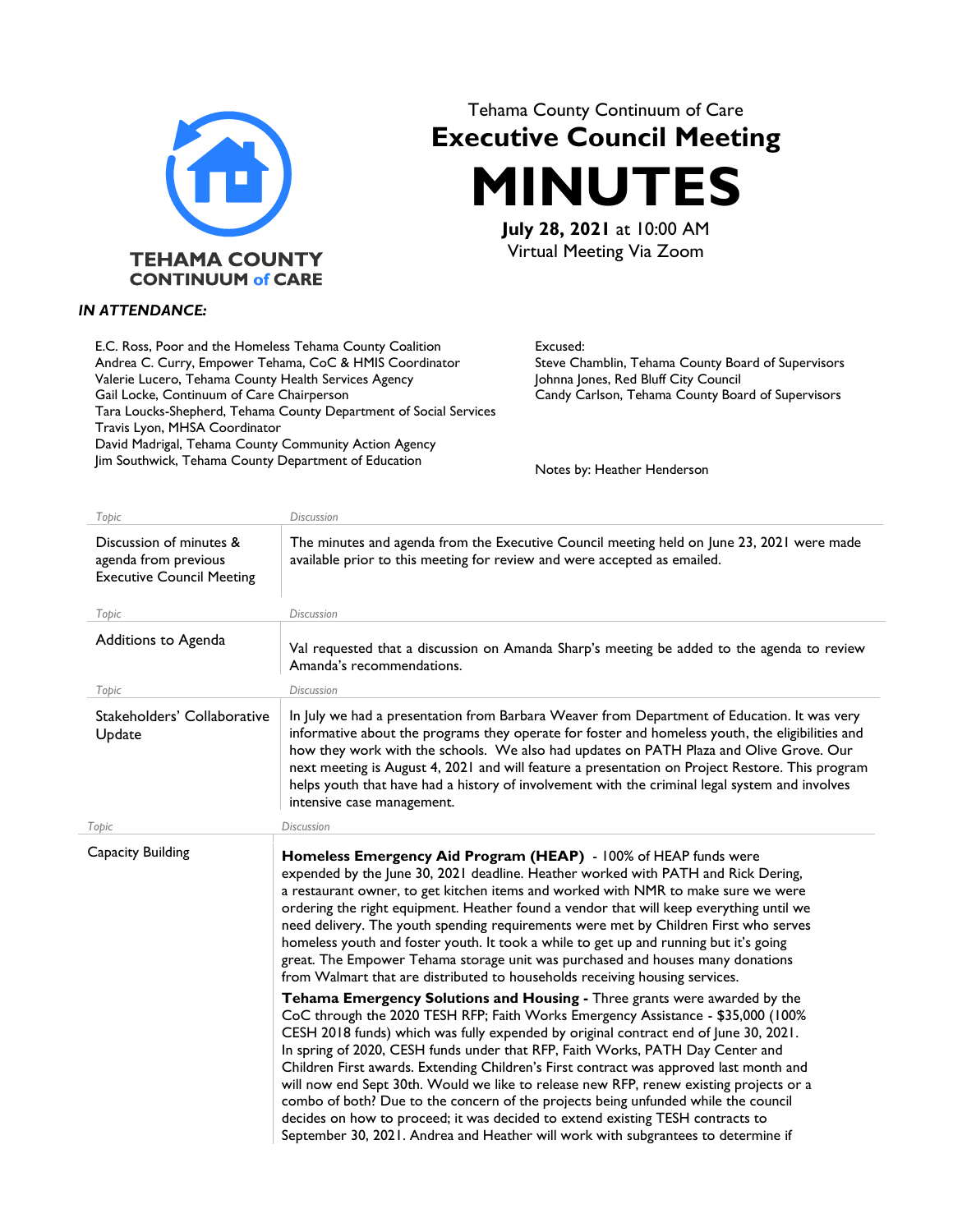Tehama County Continuum of Care

# Executive Council Meeting

# MINUTES

**July 28, 2021** at 10:00 AM
Virtual Meeting Via Zoom

TEHAMA COUNTY CONTINUUM of CARE

***IN ATTENDANCE:***

E.C. Ross, Poor and the Homeless Tehama County Coalition
Andrea C. Curry, Empower Tehama, CoC & HMIS Coordinator
Valerie Lucero, Tehama County Health Services Agency
Gail Locke, Continuum of Care Chairperson
Tara Loucks-Shepherd, Tehama County Department of Social Services
Travis Lyon, MHSA Coordinator
David Madrigal, Tehama County Community Action Agency
Jim Southwick, Tehama County Department of Education

Excused:
Steve Chamblin, Tehama County Board of Supervisors
Johnna Jones, Red Bluff City Council
Candy Carlson, Tehama County Board of Supervisors

Notes by: Heather Henderson

| Topic | Discussion |
|---|---|
| Discussion of minutes & agenda from previous Executive Council Meeting | The minutes and agenda from the Executive Council meeting held on June 23, 2021 were made available prior to this meeting for review and were accepted as emailed. |

| Topic | Discussion |
|---|---|
| Additions to Agenda | Val requested that a discussion on Amanda Sharp's meeting be added to the agenda to review Amanda's recommendations. |

| Topic | Discussion |
|---|---|
| Stakeholders' Collaborative Update | In July we had a presentation from Barbara Weaver from Department of Education. It was very informative about the programs they operate for foster and homeless youth, the eligibilities and how they work with the schools. We also had updates on PATH Plaza and Olive Grove. Our next meeting is August 4, 2021 and will feature a presentation on Project Restore. This program helps youth that have had a history of involvement with the criminal legal system and involves intensive case management. |

| Topic | Discussion |
|---|---|
| Capacity Building | **Homeless Emergency Aid Program (HEAP)** - 100% of HEAP funds were expended by the June 30, 2021 deadline. Heather worked with PATH and Rick Dering, a restaurant owner, to get kitchen items and worked with NMR to make sure we were ordering the right equipment. Heather found a vendor that will keep everything until we need delivery. The youth spending requirements were met by Children First who serves homeless youth and foster youth. It took a while to get up and running but it's going great. The Empower Tehama storage unit was purchased and houses many donations from Walmart that are distributed to households receiving housing services.<br><br>**Tehama Emergency Solutions and Housing -** Three grants were awarded by the CoC through the 2020 TESH RFP; Faith Works Emergency Assistance - $35,000 (100% CESH 2018 funds) which was fully expended by original contract end of June 30, 2021. In spring of 2020, CESH funds under that RFP, Faith Works, PATH Day Center and Children First awards. Extending Children's First contract was approved last month and will now end Sept 30th. Would we like to release new RFP, renew existing projects or a combo of both? Due to the concern of the projects being unfunded while the council decides on how to proceed; it was decided to extend existing TESH contracts to September 30, 2021. Andrea and Heather will work with subgrantees to determine if |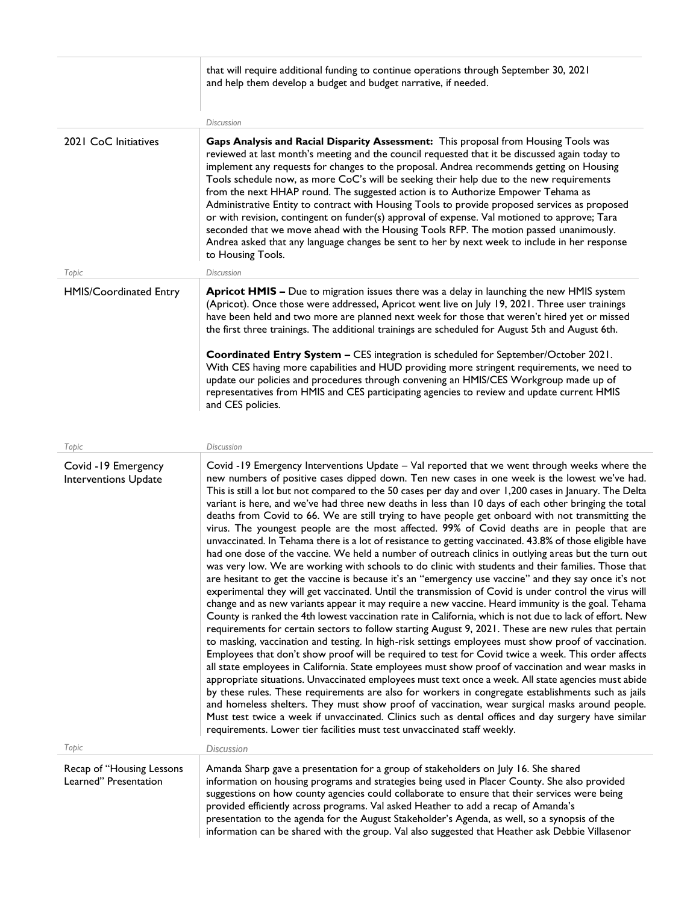| | |
|---|---|
| | that will require additional funding to continue operations through September 30, 2021 and help them develop a budget and budget narrative, if needed. |

| | *Discussion* |
|---|---|
| 2021 CoC Initiatives | **Gaps Analysis and Racial Disparity Assessment:** This proposal from Housing Tools was reviewed at last month's meeting and the council requested that it be discussed again today to implement any requests for changes to the proposal. Andrea recommends getting on Housing Tools schedule now, as more CoC's will be seeking their help due to the new requirements from the next HHAP round. The suggested action is to Authorize Empower Tehama as Administrative Entity to contract with Housing Tools to provide proposed services as proposed or with revision, contingent on funder(s) approval of expense. Val motioned to approve; Tara seconded that we move ahead with the Housing Tools RFP. The motion passed unanimously. Andrea asked that any language changes be sent to her by next week to include in her response to Housing Tools. |

| *Topic* | *Discussion* |
|---|---|
| HMIS/Coordinated Entry | **Apricot HMIS –** Due to migration issues there was a delay in launching the new HMIS system (Apricot). Once those were addressed, Apricot went live on July 19, 2021. Three user trainings have been held and two more are planned next week for those that weren't hired yet or missed the first three trainings. The additional trainings are scheduled for August 5th and August 6th.<br><br>**Coordinated Entry System –** CES integration is scheduled for September/October 2021. With CES having more capabilities and HUD providing more stringent requirements, we need to update our policies and procedures through convening an HMIS/CES Workgroup made up of representatives from HMIS and CES participating agencies to review and update current HMIS and CES policies. |

| *Topic* | *Discussion* |
|---|---|
| Covid -19 Emergency Interventions Update | Covid -19 Emergency Interventions Update – Val reported that we went through weeks where the new numbers of positive cases dipped down. Ten new cases in one week is the lowest we've had. This is still a lot but not compared to the 50 cases per day and over 1,200 cases in January. The Delta variant is here, and we've had three new deaths in less than 10 days of each other bringing the total deaths from Covid to 66. We are still trying to have people get onboard with not transmitting the virus. The youngest people are the most affected. 99% of Covid deaths are in people that are unvaccinated. In Tehama there is a lot of resistance to getting vaccinated. 43.8% of those eligible have had one dose of the vaccine. We held a number of outreach clinics in outlying areas but the turn out was very low. We are working with schools to do clinic with students and their families. Those that are hesitant to get the vaccine is because it's an "emergency use vaccine" and they say once it's not experimental they will get vaccinated. Until the transmission of Covid is under control the virus will change and as new variants appear it may require a new vaccine. Heard immunity is the goal. Tehama County is ranked the 4th lowest vaccination rate in California, which is not due to lack of effort. New requirements for certain sectors to follow starting August 9, 2021. These are new rules that pertain to masking, vaccination and testing. In high-risk settings employees must show proof of vaccination. Employees that don't show proof will be required to test for Covid twice a week. This order affects all state employees in California. State employees must show proof of vaccination and wear masks in appropriate situations. Unvaccinated employees must text once a week. All state agencies must abide by these rules. These requirements are also for workers in congregate establishments such as jails and homeless shelters. They must show proof of vaccination, wear surgical masks around people. Must test twice a week if unvaccinated. Clinics such as dental offices and day surgery have similar requirements. Lower tier facilities must test unvaccinated staff weekly. |

| *Topic* | *Discussion* |
|---|---|
| Recap of "Housing Lessons Learned" Presentation | Amanda Sharp gave a presentation for a group of stakeholders on July 16. She shared information on housing programs and strategies being used in Placer County. She also provided suggestions on how county agencies could collaborate to ensure that their services were being provided efficiently across programs. Val asked Heather to add a recap of Amanda's presentation to the agenda for the August Stakeholder's Agenda, as well, so a synopsis of the information can be shared with the group. Val also suggested that Heather ask Debbie Villasenor |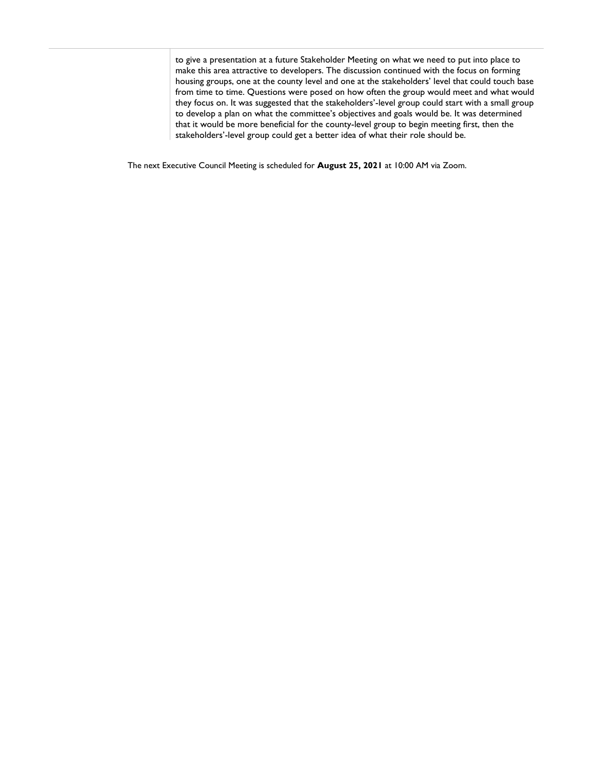to give a presentation at a future Stakeholder Meeting on what we need to put into place to make this area attractive to developers. The discussion continued with the focus on forming housing groups, one at the county level and one at the stakeholders' level that could touch base from time to time. Questions were posed on how often the group would meet and what would they focus on. It was suggested that the stakeholders'-level group could start with a small group to develop a plan on what the committee's objectives and goals would be. It was determined that it would be more beneficial for the county-level group to begin meeting first, then the stakeholders'-level group could get a better idea of what their role should be.

The next Executive Council Meeting is scheduled for **August 25, 2021** at 10:00 AM via Zoom.